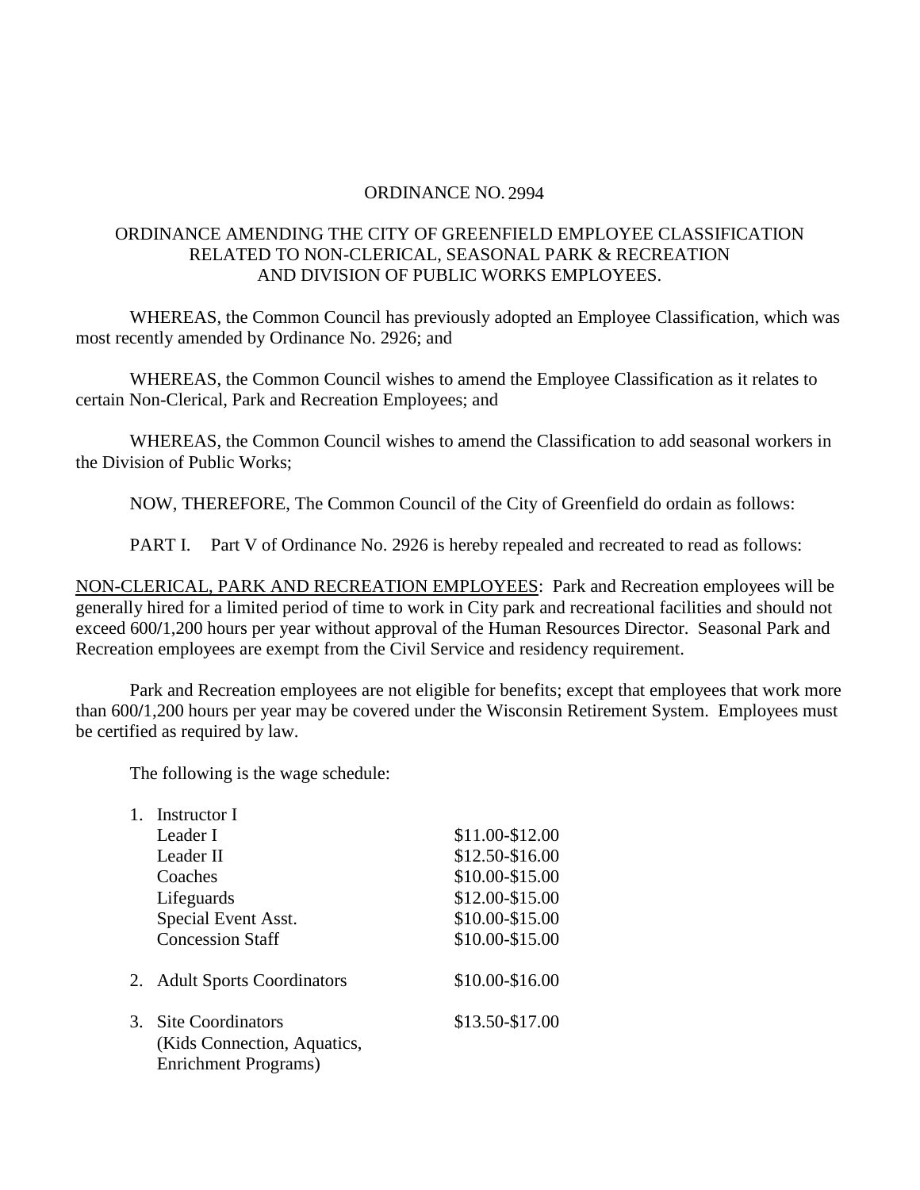ORDINANCE NO. 2994

ORDINANCE AMENDING THE CITY OF GREENFIELD EMPLOYEE CLASSIFICATION RELATED TO NON-CLERICAL, SEASONAL PARK & RECREATION AND DIVISION OF PUBLIC WORKS EMPLOYEES.

WHEREAS, the Common Council has previously adopted an Employee Classification, which was most recently amended by Ordinance No. 2926; and

WHEREAS, the Common Council wishes to amend the Employee Classification as it relates to certain Non-Clerical, Park and Recreation Employees; and

WHEREAS, the Common Council wishes to amend the Classification to add seasonal workers in the Division of Public Works;

NOW, THEREFORE, The Common Council of the City of Greenfield do ordain as follows:

PART I. Part V of Ordinance No. 2926 is hereby repealed and recreated to read as follows:

<u>NON-CLERICAL, PARK AND RECREATION EMPLOYEES</u>: Park and Recreation employees will be generally hired for a limited period of time to work in City park and recreational facilities and should not exceed 600/1,200 hours per year without approval of the Human Resources Director. Seasonal Park and Recreation employees are exempt from the Civil Service and residency requirement.

Park and Recreation employees are not eligible for benefits; except that employees that work more than 600/1,200 hours per year may be covered under the Wisconsin Retirement System. Employees must be certified as required by law.

The following is the wage schedule:

1. Instructor I
   - Leader I — $11.00-$12.00
   - Leader II — $12.50-$16.00
   - Coaches — $10.00-$15.00
   - Lifeguards — $12.00-$15.00
   - Special Event Asst. — $10.00-$15.00
   - Concession Staff — $10.00-$15.00
2. Adult Sports Coordinators — $10.00-$16.00
3. Site Coordinators (Kids Connection, Aquatics, Enrichment Programs) — $13.50-$17.00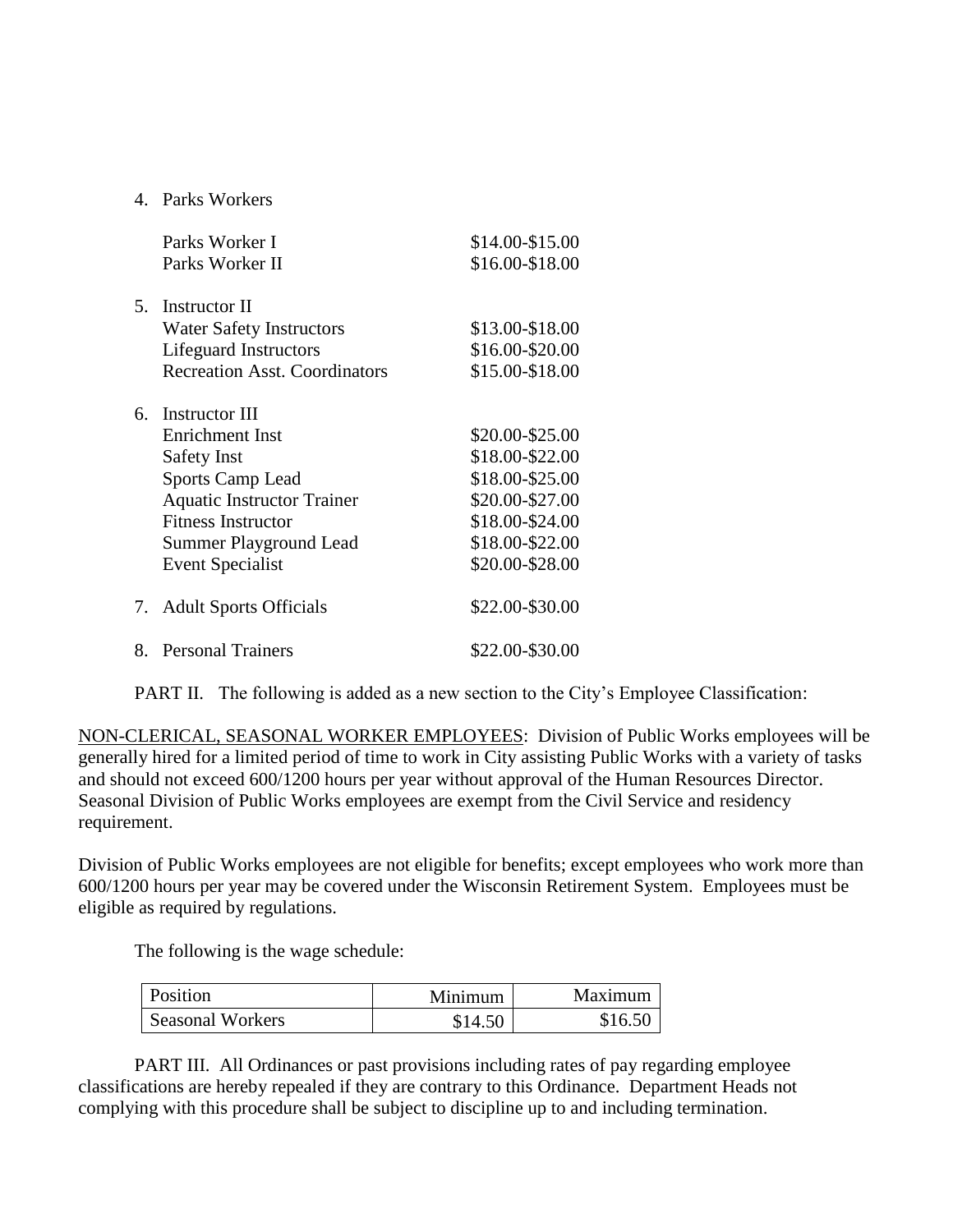4. Parks Workers

| | |
|---|---|
| Parks Worker I | $14.00-$15.00 |
| Parks Worker II | $16.00-$18.00 |

5. Instructor II

| | |
|---|---|
| Water Safety Instructors | $13.00-$18.00 |
| Lifeguard Instructors | $16.00-$20.00 |
| Recreation Asst. Coordinators | $15.00-$18.00 |

6. Instructor III

| | |
|---|---|
| Enrichment Inst | $20.00-$25.00 |
| Safety Inst | $18.00-$22.00 |
| Sports Camp Lead | $18.00-$25.00 |
| Aquatic Instructor Trainer | $20.00-$27.00 |
| Fitness Instructor | $18.00-$24.00 |
| Summer Playground Lead | $18.00-$22.00 |
| Event Specialist | $20.00-$28.00 |

7. Adult Sports Officials $22.00-$30.00

8. Personal Trainers $22.00-$30.00

PART II. The following is added as a new section to the City's Employee Classification:

<u>NON-CLERICAL, SEASONAL WORKER EMPLOYEES</u>: Division of Public Works employees will be generally hired for a limited period of time to work in City assisting Public Works with a variety of tasks and should not exceed 600/1200 hours per year without approval of the Human Resources Director. Seasonal Division of Public Works employees are exempt from the Civil Service and residency requirement.

Division of Public Works employees are not eligible for benefits; except employees who work more than 600/1200 hours per year may be covered under the Wisconsin Retirement System. Employees must be eligible as required by regulations.

The following is the wage schedule:

| Position | Minimum | Maximum |
|---|---|---|
| Seasonal Workers | $14.50 | $16.50 |

PART III. All Ordinances or past provisions including rates of pay regarding employee classifications are hereby repealed if they are contrary to this Ordinance. Department Heads not complying with this procedure shall be subject to discipline up to and including termination.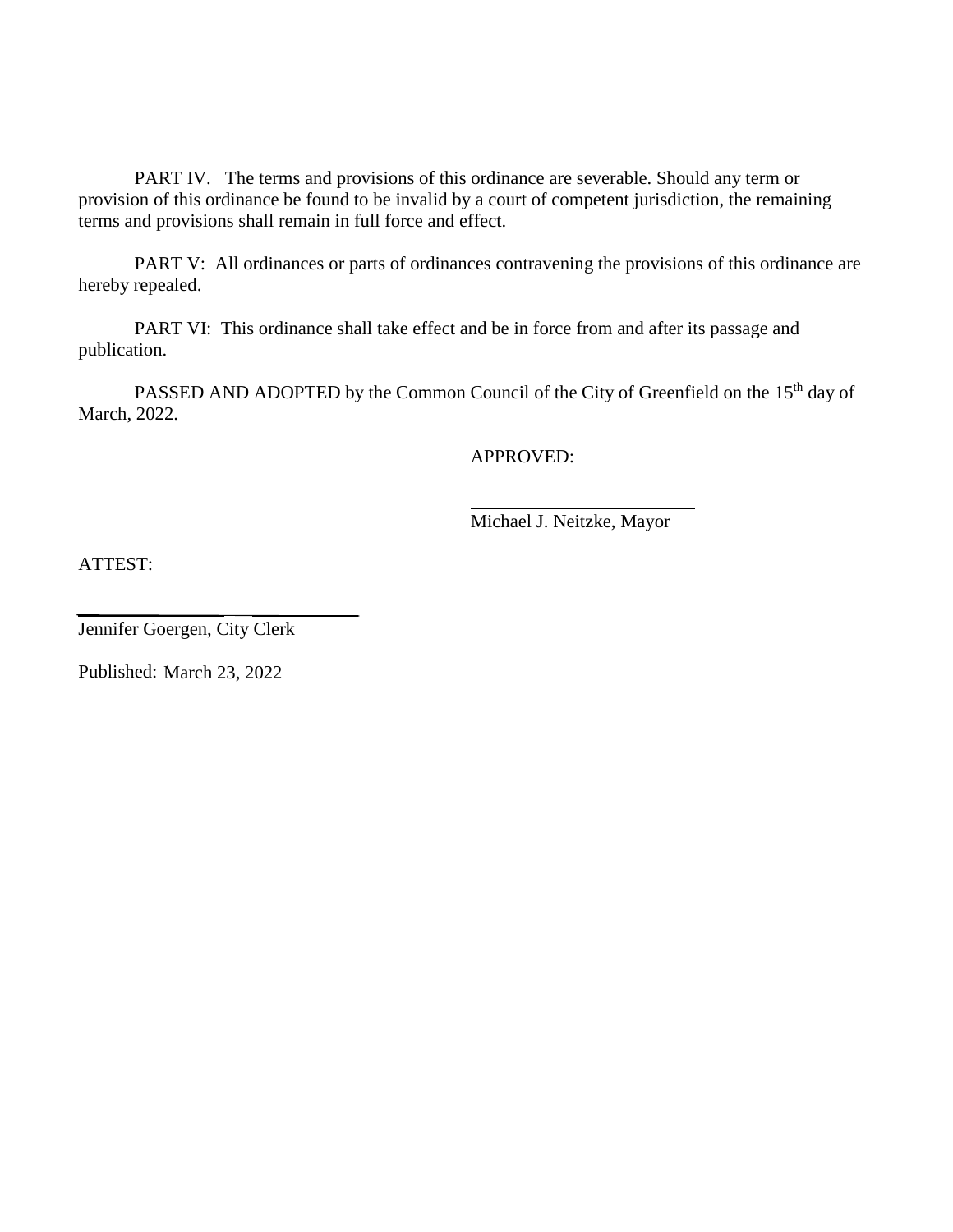PART IV. The terms and provisions of this ordinance are severable. Should any term or provision of this ordinance be found to be invalid by a court of competent jurisdiction, the remaining terms and provisions shall remain in full force and effect.

PART V: All ordinances or parts of ordinances contravening the provisions of this ordinance are hereby repealed.

PART VI: This ordinance shall take effect and be in force from and after its passage and publication.

PASSED AND ADOPTED by the Common Council of the City of Greenfield on the 15th day of March, 2022.

APPROVED:

\_\_\_\_\_\_\_\_\_\_\_\_\_\_\_\_\_\_\_\_\_\_\_\_\_

Michael J. Neitzke, Mayor

ATTEST:

\_\_\_\_\_\_\_\_\_\_\_\_\_\_\_\_\_\_\_\_\_\_\_\_\_

Jennifer Goergen, City Clerk

Published: March 23, 2022